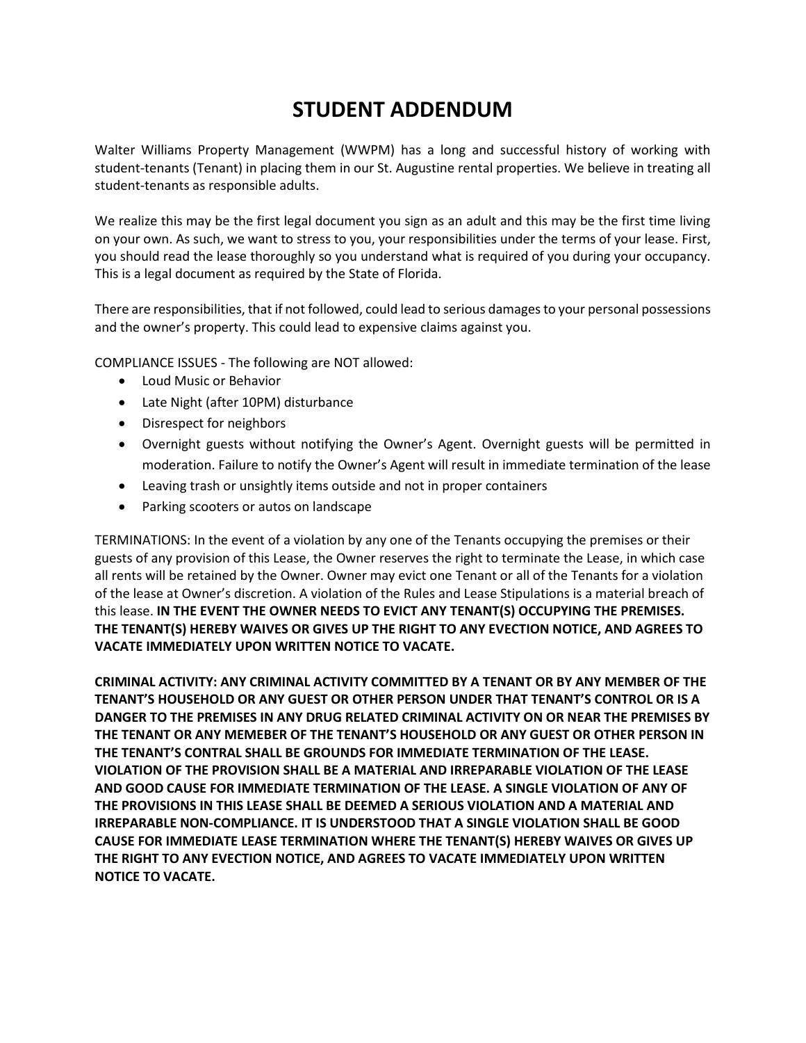# STUDENT ADDENDUM

Walter Williams Property Management (WWPM) has a long and successful history of working with student-tenants (Tenant) in placing them in our St. Augustine rental properties. We believe in treating all student-tenants as responsible adults.

We realize this may be the first legal document you sign as an adult and this may be the first time living on your own. As such, we want to stress to you, your responsibilities under the terms of your lease. First, you should read the lease thoroughly so you understand what is required of you during your occupancy. This is a legal document as required by the State of Florida.

There are responsibilities, that if not followed, could lead to serious damages to your personal possessions and the owner's property. This could lead to expensive claims against you.

COMPLIANCE ISSUES - The following are NOT allowed:

- Loud Music or Behavior
- Late Night (after 10PM) disturbance
- Disrespect for neighbors
- Overnight guests without notifying the Owner's Agent. Overnight guests will be permitted in moderation. Failure to notify the Owner's Agent will result in immediate termination of the lease
- Leaving trash or unsightly items outside and not in proper containers
- Parking scooters or autos on landscape

TERMINATIONS: In the event of a violation by any one of the Tenants occupying the premises or their guests of any provision of this Lease, the Owner reserves the right to terminate the Lease, in which case all rents will be retained by the Owner. Owner may evict one Tenant or all of the Tenants for a violation of the lease at Owner's discretion. A violation of the Rules and Lease Stipulations is a material breach of this lease. **IN THE EVENT THE OWNER NEEDS TO EVICT ANY TENANT(S) OCCUPYING THE PREMISES. THE TENANT(S) HEREBY WAIVES OR GIVES UP THE RIGHT TO ANY EVECTION NOTICE, AND AGREES TO VACATE IMMEDIATELY UPON WRITTEN NOTICE TO VACATE.**

**CRIMINAL ACTIVITY: ANY CRIMINAL ACTIVITY COMMITTED BY A TENANT OR BY ANY MEMBER OF THE TENANT'S HOUSEHOLD OR ANY GUEST OR OTHER PERSON UNDER THAT TENANT'S CONTROL OR IS A DANGER TO THE PREMISES IN ANY DRUG RELATED CRIMINAL ACTIVITY ON OR NEAR THE PREMISES BY THE TENANT OR ANY MEMEBER OF THE TENANT'S HOUSEHOLD OR ANY GUEST OR OTHER PERSON IN THE TENANT'S CONTRAL SHALL BE GROUNDS FOR IMMEDIATE TERMINATION OF THE LEASE. VIOLATION OF THE PROVISION SHALL BE A MATERIAL AND IRREPARABLE VIOLATION OF THE LEASE AND GOOD CAUSE FOR IMMEDIATE TERMINATION OF THE LEASE. A SINGLE VIOLATION OF ANY OF THE PROVISIONS IN THIS LEASE SHALL BE DEEMED A SERIOUS VIOLATION AND A MATERIAL AND IRREPARABLE NON-COMPLIANCE. IT IS UNDERSTOOD THAT A SINGLE VIOLATION SHALL BE GOOD CAUSE FOR IMMEDIATE LEASE TERMINATION WHERE THE TENANT(S) HEREBY WAIVES OR GIVES UP THE RIGHT TO ANY EVECTION NOTICE, AND AGREES TO VACATE IMMEDIATELY UPON WRITTEN NOTICE TO VACATE.**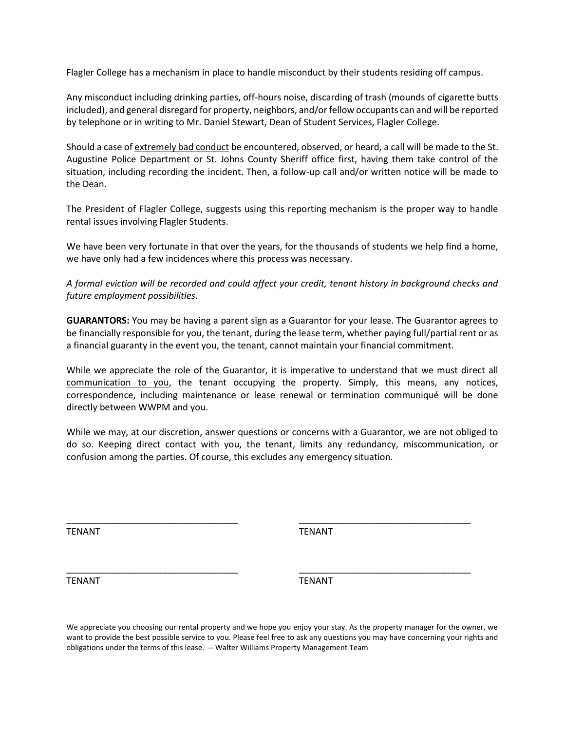Flagler College has a mechanism in place to handle misconduct by their students residing off campus.

Any misconduct including drinking parties, off-hours noise, discarding of trash (mounds of cigarette butts included), and general disregard for property, neighbors, and/or fellow occupants can and will be reported by telephone or in writing to Mr. Daniel Stewart, Dean of Student Services, Flagler College.

Should a case of extremely bad conduct be encountered, observed, or heard, a call will be made to the St. Augustine Police Department or St. Johns County Sheriff office first, having them take control of the situation, including recording the incident. Then, a follow-up call and/or written notice will be made to the Dean.

The President of Flagler College, suggests using this reporting mechanism is the proper way to handle rental issues involving Flagler Students.

We have been very fortunate in that over the years, for the thousands of students we help find a home, we have only had a few incidences where this process was necessary.

*A formal eviction will be recorded and could affect your credit, tenant history in background checks and future employment possibilities*.

**GUARANTORS:** You may be having a parent sign as a Guarantor for your lease. The Guarantor agrees to be financially responsible for you, the tenant, during the lease term, whether paying full/partial rent or as a financial guaranty in the event you, the tenant, cannot maintain your financial commitment.

While we appreciate the role of the Guarantor, it is imperative to understand that we must direct all communication to you, the tenant occupying the property. Simply, this means, any notices, correspondence, including maintenance or lease renewal or termination communiqué will be done directly between WWPM and you.

While we may, at our discretion, answer questions or concerns with a Guarantor, we are not obliged to do so. Keeping direct contact with you, the tenant, limits any redundancy, miscommunication, or confusion among the parties. Of course, this excludes any emergency situation.

___________________________________ ___________________________________

TENANT TENANT

___________________________________ ___________________________________

TENANT TENANT

We appreciate you choosing our rental property and we hope you enjoy your stay. As the property manager for the owner, we want to provide the best possible service to you. Please feel free to ask any questions you may have concerning your rights and obligations under the terms of this lease. -- Walter Williams Property Management Team